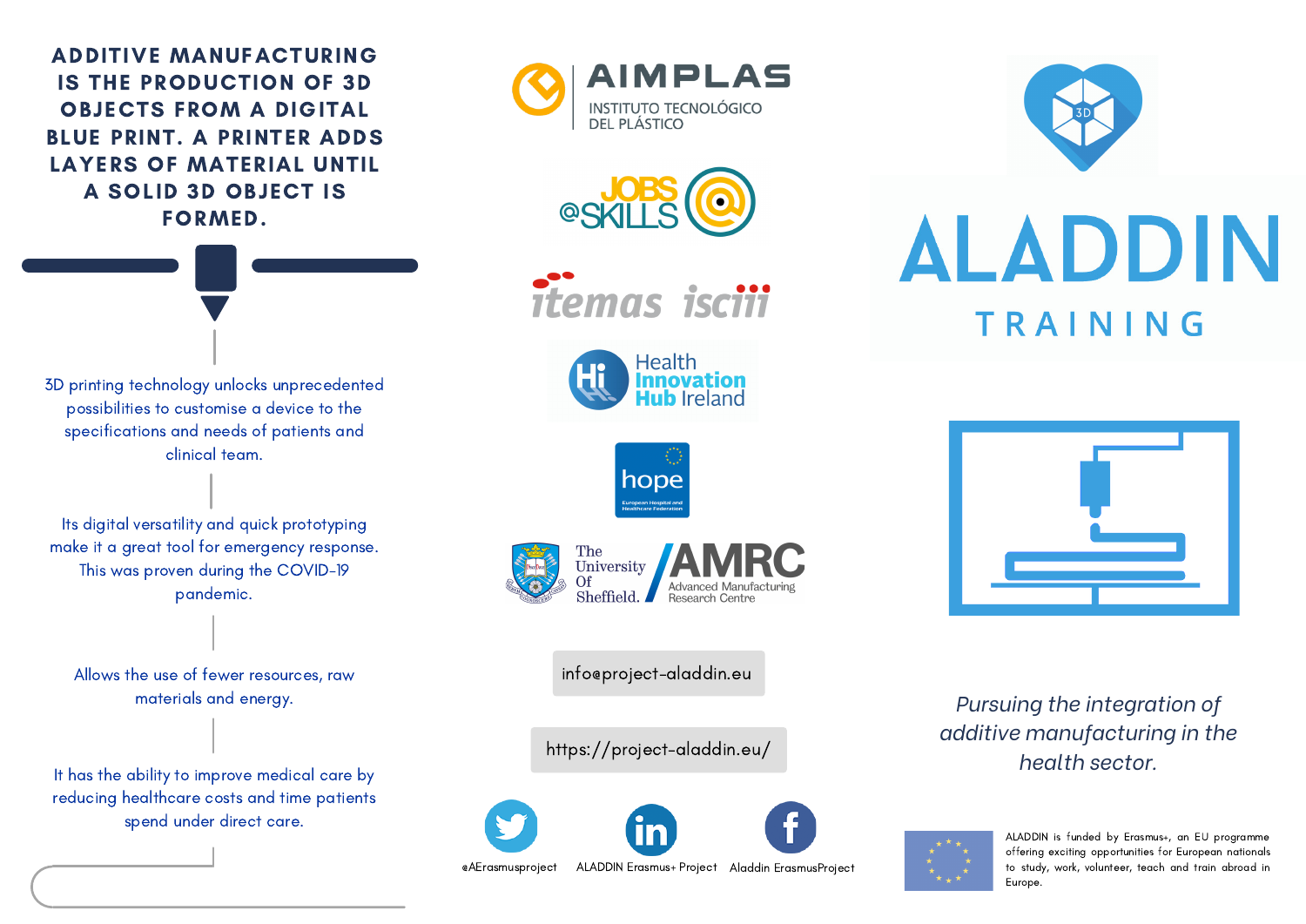**ADDITIVE MANUFACTURING IS THE PRODUCTION OF 3D OBJECTS FROM A DIGITAL BLUE PRINT. A PRINTER ADDS LAYERS OF MATERIAL UNTIL A SOLID 3D OBJECT IS FORMED.**

3D printing technology unlocks unprecedented possibilities to customise a device to the specifications and needs of patients and clinical team.

Its digital versatility and quick prototyping make it a great tool for emergency response. This was proven during the COVID-19 pandemic.

Allows the use of fewer resources, raw materials and energy.

It has the ability to improve medical care by reducing healthcare costs and time patients spend under direct care.

AIMPLAS INSTITUTO TECNOLÓGICO DEL PLÁSTICO

JOBS @SKILLS

itemas isciii

Health Innovation Hub Ireland

hope European Hospital and Healthcare Federation

The University Of Sheffield. AMRC Advanced Manufacturing Research Centre

info@project-aladdin.eu

https://project-aladdin.eu/

@AErasmusproject

ALADDIN Erasmus+ Project

Aladdin ErasmusProject

# ALADDIN

## TRAINING

*Pursuing the integration of additive manufacturing in the health sector.*

ALADDIN is funded by Erasmus+, an EU programme offering exciting opportunities for European nationals to study, work, volunteer, teach and train abroad in Europe.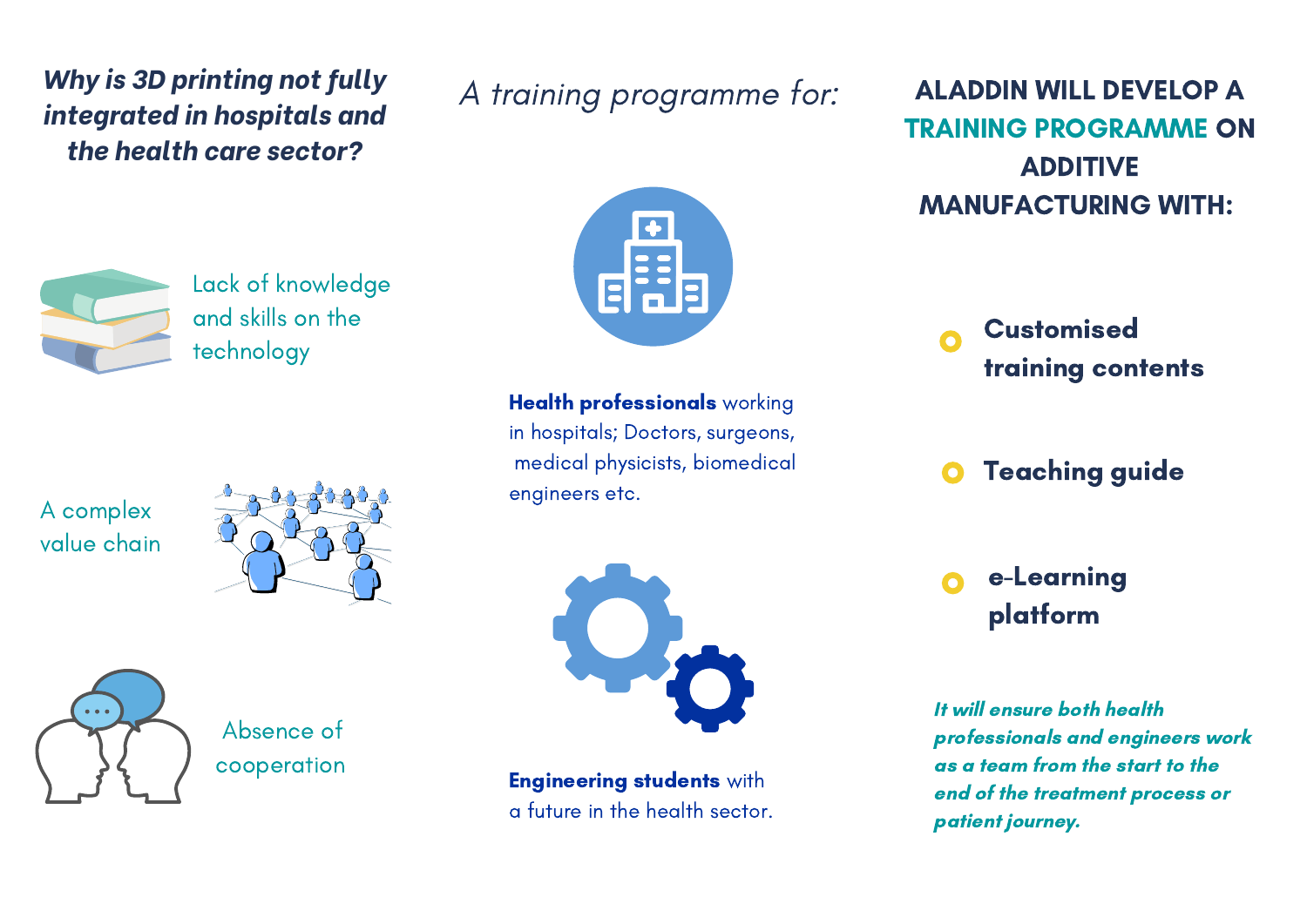### *Why is 3D printing not fully integrated in hospitals and the health care sector?*

- Lack of knowledge and skills on the technology
- A complex value chain
- Absence of cooperation

*A training programme for:*

**Health professionals** working in hospitals; Doctors, surgeons, medical physicists, biomedical engineers etc.

**Engineering students** with a future in the health sector.

## ALADDIN WILL DEVELOP A TRAINING PROGRAMME ON ADDITIVE MANUFACTURING WITH:

- **Customised training contents**
- **Teaching guide**
- **e-Learning platform**

***It will ensure both health professionals and engineers work as a team from the start to the end of the treatment process or patient journey.***